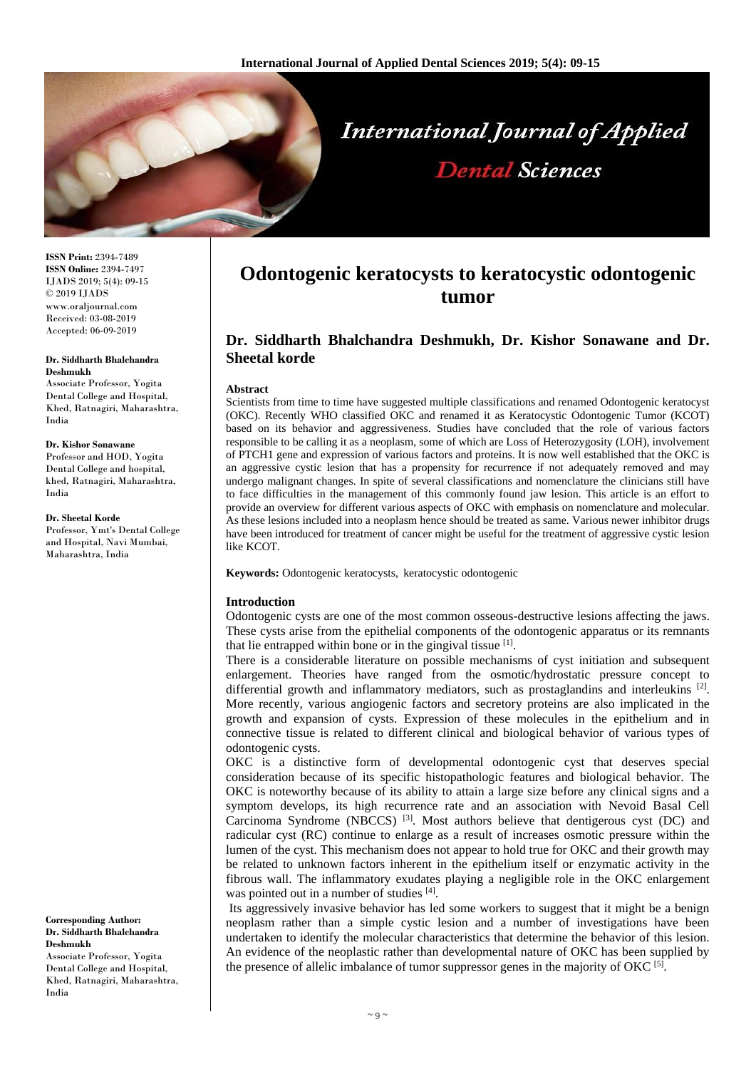# Odontogenic keratocysts to keratocystic odontogenic tumor

## Dr. Siddharth Bhalchandra Deshmukh, Dr. Kishor Sonawane and Dr. Sheetal korde

**ISSN Print:** 2394-7489
**ISSN Online:** 2394-7497
IJADS 2019; 5(4): 09-15
© 2019 IJADS
www.oraljournal.com
Received: 03-08-2019
Accepted: 06-09-2019

**Dr. Siddharth Bhalchandra Deshmukh**
Associate Professor, Yogita Dental College and Hospital, Khed, Ratnagiri, Maharashtra, India

**Dr. Kishor Sonawane**
Professor and HOD, Yogita Dental College and hospital, khed, Ratnagiri, Maharashtra, India

**Dr. Sheetal Korde**
Professor, Ymt's Dental College and Hospital, Navi Mumbai, Maharashtra, India

**Corresponding Author:**
**Dr. Siddharth Bhalchandra Deshmukh**
Associate Professor, Yogita Dental College and Hospital, Khed, Ratnagiri, Maharashtra, India

### Abstract

Scientists from time to time have suggested multiple classifications and renamed Odontogenic keratocyst (OKC). Recently WHO classified OKC and renamed it as Keratocystic Odontogenic Tumor (KCOT) based on its behavior and aggressiveness. Studies have concluded that the role of various factors responsible to be calling it as a neoplasm, some of which are Loss of Heterozygosity (LOH), involvement of PTCH1 gene and expression of various factors and proteins. It is now well established that the OKC is an aggressive cystic lesion that has a propensity for recurrence if not adequately removed and may undergo malignant changes. In spite of several classifications and nomenclature the clinicians still have to face difficulties in the management of this commonly found jaw lesion. This article is an effort to provide an overview for different various aspects of OKC with emphasis on nomenclature and molecular. As these lesions included into a neoplasm hence should be treated as same. Various newer inhibitor drugs have been introduced for treatment of cancer might be useful for the treatment of aggressive cystic lesion like KCOT.

**Keywords:** Odontogenic keratocysts, keratocystic odontogenic

### Introduction

Odontogenic cysts are one of the most common osseous-destructive lesions affecting the jaws. These cysts arise from the epithelial components of the odontogenic apparatus or its remnants that lie entrapped within bone or in the gingival tissue [1].

There is a considerable literature on possible mechanisms of cyst initiation and subsequent enlargement. Theories have ranged from the osmotic/hydrostatic pressure concept to differential growth and inflammatory mediators, such as prostaglandins and interleukins [2]. More recently, various angiogenic factors and secretory proteins are also implicated in the growth and expansion of cysts. Expression of these molecules in the epithelium and in connective tissue is related to different clinical and biological behavior of various types of odontogenic cysts.

OKC is a distinctive form of developmental odontogenic cyst that deserves special consideration because of its specific histopathologic features and biological behavior. The OKC is noteworthy because of its ability to attain a large size before any clinical signs and a symptom develops, its high recurrence rate and an association with Nevoid Basal Cell Carcinoma Syndrome (NBCCS) [3]. Most authors believe that dentigerous cyst (DC) and radicular cyst (RC) continue to enlarge as a result of increases osmotic pressure within the lumen of the cyst. This mechanism does not appear to hold true for OKC and their growth may be related to unknown factors inherent in the epithelium itself or enzymatic activity in the fibrous wall. The inflammatory exudates playing a negligible role in the OKC enlargement was pointed out in a number of studies [4].

Its aggressively invasive behavior has led some workers to suggest that it might be a benign neoplasm rather than a simple cystic lesion and a number of investigations have been undertaken to identify the molecular characteristics that determine the behavior of this lesion. An evidence of the neoplastic rather than developmental nature of OKC has been supplied by the presence of allelic imbalance of tumor suppressor genes in the majority of OKC [5].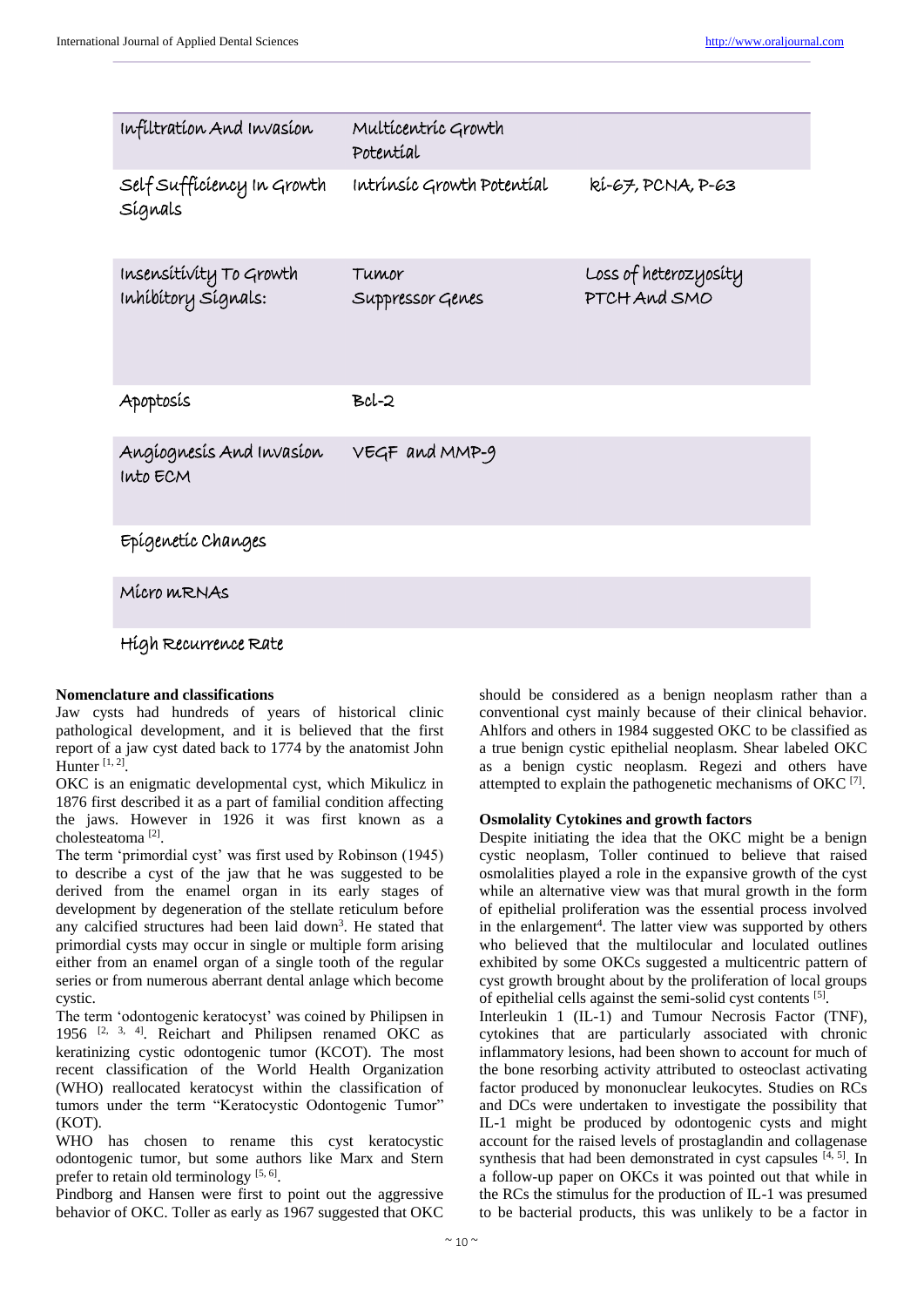| Infiltration And Invasion | Multicentric Growth Potential | |
|---|---|---|
| Self Sufficiency In Growth Signals | Intrinsic Growth Potential | ki-67, PCNA, P-63 |
| Insensitivity To Growth Inhibitory Signals: | Tumor Suppressor Genes | Loss of heterozyosity PTCH And SMO |
| Apoptosis | Bcl-2 | |
| Angiognesis And Invasion Into ECM | VEGF and MMP-9 | |
| Epigenetic Changes | | |
| Micro mRNAs | | |
| High Recurrence Rate | | |

**Nomenclature and classifications**

Jaw cysts had hundreds of years of historical clinic pathological development, and it is believed that the first report of a jaw cyst dated back to 1774 by the anatomist John Hunter [1, 2].

OKC is an enigmatic developmental cyst, which Mikulicz in 1876 first described it as a part of familial condition affecting the jaws. However in 1926 it was first known as a cholesteatoma [2].

The term 'primordial cyst' was first used by Robinson (1945) to describe a cyst of the jaw that he was suggested to be derived from the enamel organ in its early stages of development by degeneration of the stellate reticulum before any calcified structures had been laid down[3]. He stated that primordial cysts may occur in single or multiple form arising either from an enamel organ of a single tooth of the regular series or from numerous aberrant dental anlage which become cystic.

The term 'odontogenic keratocyst' was coined by Philipsen in 1956 [2, 3, 4]. Reichart and Philipsen renamed OKC as keratinizing cystic odontogenic tumor (KCOT). The most recent classification of the World Health Organization (WHO) reallocated keratocyst within the classification of tumors under the term "Keratocystic Odontogenic Tumor" (KOT).

WHO has chosen to rename this cyst keratocystic odontogenic tumor, but some authors like Marx and Stern prefer to retain old terminology [5, 6].

Pindborg and Hansen were first to point out the aggressive behavior of OKC. Toller as early as 1967 suggested that OKC should be considered as a benign neoplasm rather than a conventional cyst mainly because of their clinical behavior. Ahlfors and others in 1984 suggested OKC to be classified as a true benign cystic epithelial neoplasm. Shear labeled OKC as a benign cystic neoplasm. Regezi and others have attempted to explain the pathogenetic mechanisms of OKC [7].

**Osmolality Cytokines and growth factors**

Despite initiating the idea that the OKC might be a benign cystic neoplasm, Toller continued to believe that raised osmolalities played a role in the expansive growth of the cyst while an alternative view was that mural growth in the form of epithelial proliferation was the essential process involved in the enlargement[4]. The latter view was supported by others who believed that the multilocular and loculated outlines exhibited by some OKCs suggested a multicentric pattern of cyst growth brought about by the proliferation of local groups of epithelial cells against the semi-solid cyst contents [5].

Interleukin 1 (IL-1) and Tumour Necrosis Factor (TNF), cytokines that are particularly associated with chronic inflammatory lesions, had been shown to account for much of the bone resorbing activity attributed to osteoclast activating factor produced by mononuclear leukocytes. Studies on RCs and DCs were undertaken to investigate the possibility that IL-1 might be produced by odontogenic cysts and might account for the raised levels of prostaglandin and collagenase synthesis that had been demonstrated in cyst capsules [4, 5]. In a follow-up paper on OKCs it was pointed out that while in the RCs the stimulus for the production of IL-1 was presumed to be bacterial products, this was unlikely to be a factor in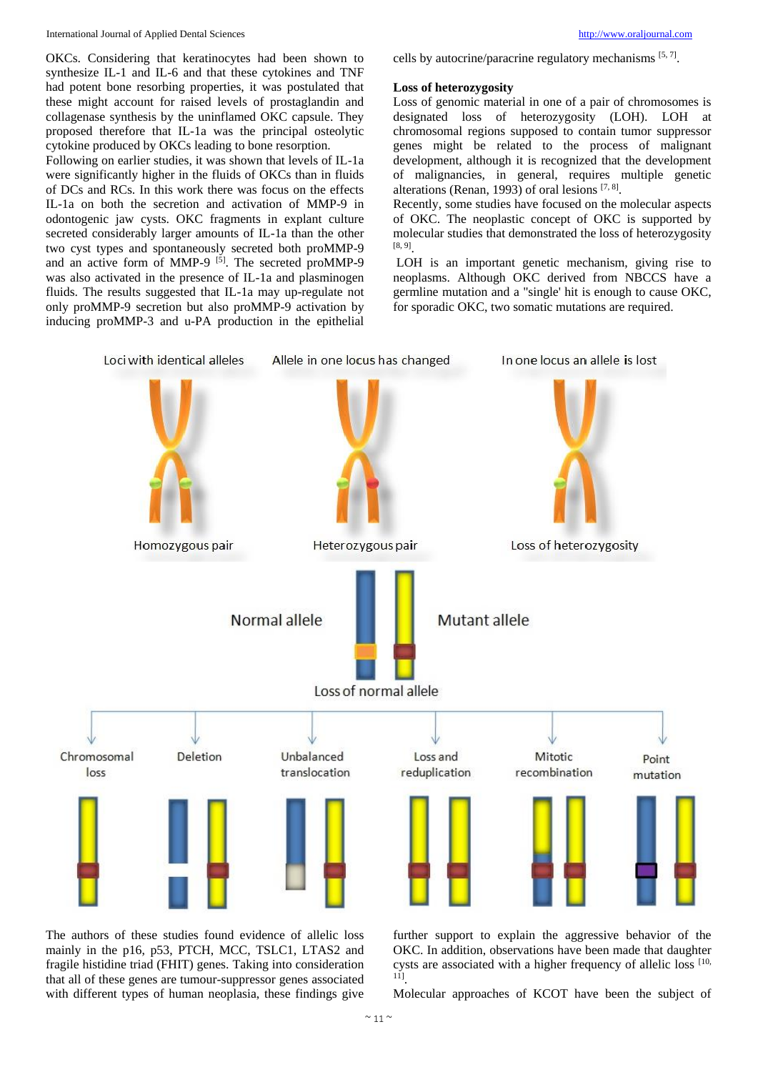OKCs. Considering that keratinocytes had been shown to synthesize IL-1 and IL-6 and that these cytokines and TNF had potent bone resorbing properties, it was postulated that these might account for raised levels of prostaglandin and collagenase synthesis by the uninflamed OKC capsule. They proposed therefore that IL-1a was the principal osteolytic cytokine produced by OKCs leading to bone resorption.

Following on earlier studies, it was shown that levels of IL-1a were significantly higher in the fluids of OKCs than in fluids of DCs and RCs. In this work there was focus on the effects IL-1a on both the secretion and activation of MMP-9 in odontogenic jaw cysts. OKC fragments in explant culture secreted considerably larger amounts of IL-1a than the other two cyst types and spontaneously secreted both proMMP-9 and an active form of MMP-9 [5]. The secreted proMMP-9 was also activated in the presence of IL-1a and plasminogen fluids. The results suggested that IL-1a may up-regulate not only proMMP-9 secretion but also proMMP-9 activation by inducing proMMP-3 and u-PA production in the epithelial cells by autocrine/paracrine regulatory mechanisms [5, 7].

**Loss of heterozygosity**

Loss of genomic material in one of a pair of chromosomes is designated loss of heterozygosity (LOH). LOH at chromosomal regions supposed to contain tumor suppressor genes might be related to the process of malignant development, although it is recognized that the development of malignancies, in general, requires multiple genetic alterations (Renan, 1993) of oral lesions [7, 8].

Recently, some studies have focused on the molecular aspects of OKC. The neoplastic concept of OKC is supported by molecular studies that demonstrated the loss of heterozygosity [8, 9].

LOH is an important genetic mechanism, giving rise to neoplasms. Although OKC derived from NBCCS have a germline mutation and a "single' hit is enough to cause OKC, for sporadic OKC, two somatic mutations are required.

The authors of these studies found evidence of allelic loss mainly in the p16, p53, PTCH, MCC, TSLC1, LTAS2 and fragile histidine triad (FHIT) genes. Taking into consideration that all of these genes are tumour-suppressor genes associated with different types of human neoplasia, these findings give further support to explain the aggressive behavior of the OKC. In addition, observations have been made that daughter cysts are associated with a higher frequency of allelic loss [10, 11].

Molecular approaches of KCOT have been the subject of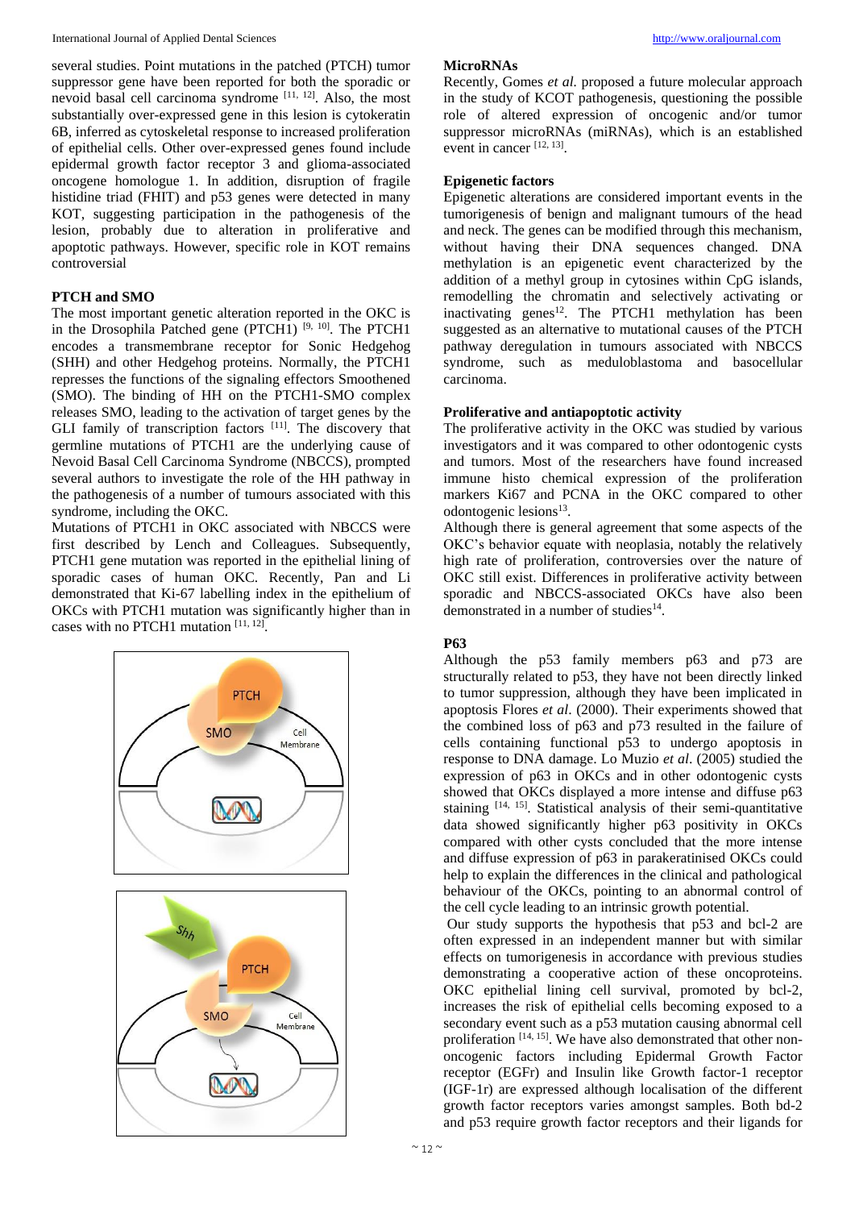several studies. Point mutations in the patched (PTCH) tumor suppressor gene have been reported for both the sporadic or nevoid basal cell carcinoma syndrome [11, 12]. Also, the most substantially over-expressed gene in this lesion is cytokeratin 6B, inferred as cytoskeletal response to increased proliferation of epithelial cells. Other over-expressed genes found include epidermal growth factor receptor 3 and glioma-associated oncogene homologue 1. In addition, disruption of fragile histidine triad (FHIT) and p53 genes were detected in many KOT, suggesting participation in the pathogenesis of the lesion, probably due to alteration in proliferative and apoptotic pathways. However, specific role in KOT remains controversial

### PTCH and SMO

The most important genetic alteration reported in the OKC is in the Drosophila Patched gene (PTCH1) [9, 10]. The PTCH1 encodes a transmembrane receptor for Sonic Hedgehog (SHH) and other Hedgehog proteins. Normally, the PTCH1 represses the functions of the signaling effectors Smoothened (SMO). The binding of HH on the PTCH1-SMO complex releases SMO, leading to the activation of target genes by the GLI family of transcription factors [11]. The discovery that germline mutations of PTCH1 are the underlying cause of Nevoid Basal Cell Carcinoma Syndrome (NBCCS), prompted several authors to investigate the role of the HH pathway in the pathogenesis of a number of tumours associated with this syndrome, including the OKC.

Mutations of PTCH1 in OKC associated with NBCCS were first described by Lench and Colleagues. Subsequently, PTCH1 gene mutation was reported in the epithelial lining of sporadic cases of human OKC. Recently, Pan and Li demonstrated that Ki-67 labelling index in the epithelium of OKCs with PTCH1 mutation was significantly higher than in cases with no PTCH1 mutation [11, 12].

### MicroRNAs

Recently, Gomes *et al.* proposed a future molecular approach in the study of KCOT pathogenesis, questioning the possible role of altered expression of oncogenic and/or tumor suppressor microRNAs (miRNAs), which is an established event in cancer [12, 13].

### Epigenetic factors

Epigenetic alterations are considered important events in the tumorigenesis of benign and malignant tumours of the head and neck. The genes can be modified through this mechanism, without having their DNA sequences changed. DNA methylation is an epigenetic event characterized by the addition of a methyl group in cytosines within CpG islands, remodelling the chromatin and selectively activating or inactivating genes[12]. The PTCH1 methylation has been suggested as an alternative to mutational causes of the PTCH pathway deregulation in tumours associated with NBCCS syndrome, such as meduloblastoma and basocellular carcinoma.

### Proliferative and antiapoptotic activity

The proliferative activity in the OKC was studied by various investigators and it was compared to other odontogenic cysts and tumors. Most of the researchers have found increased immune histo chemical expression of the proliferation markers Ki67 and PCNA in the OKC compared to other odontogenic lesions[13].

Although there is general agreement that some aspects of the OKC's behavior equate with neoplasia, notably the relatively high rate of proliferation, controversies over the nature of OKC still exist. Differences in proliferative activity between sporadic and NBCCS-associated OKCs have also been demonstrated in a number of studies[14].

### P63

Although the p53 family members p63 and p73 are structurally related to p53, they have not been directly linked to tumor suppression, although they have been implicated in apoptosis Flores *et al*. (2000). Their experiments showed that the combined loss of p63 and p73 resulted in the failure of cells containing functional p53 to undergo apoptosis in response to DNA damage. Lo Muzio *et al*. (2005) studied the expression of p63 in OKCs and in other odontogenic cysts showed that OKCs displayed a more intense and diffuse p63 staining [14, 15]. Statistical analysis of their semi-quantitative data showed significantly higher p63 positivity in OKCs compared with other cysts concluded that the more intense and diffuse expression of p63 in parakeratinised OKCs could help to explain the differences in the clinical and pathological behaviour of the OKCs, pointing to an abnormal control of the cell cycle leading to an intrinsic growth potential.

Our study supports the hypothesis that p53 and bcl-2 are often expressed in an independent manner but with similar effects on tumorigenesis in accordance with previous studies demonstrating a cooperative action of these oncoproteins. OKC epithelial lining cell survival, promoted by bcl-2, increases the risk of epithelial cells becoming exposed to a secondary event such as a p53 mutation causing abnormal cell proliferation [14, 15]. We have also demonstrated that other non-oncogenic factors including Epidermal Growth Factor receptor (EGFr) and Insulin like Growth factor-1 receptor (IGF-1r) are expressed although localisation of the different growth factor receptors varies amongst samples. Both bd-2 and p53 require growth factor receptors and their ligands for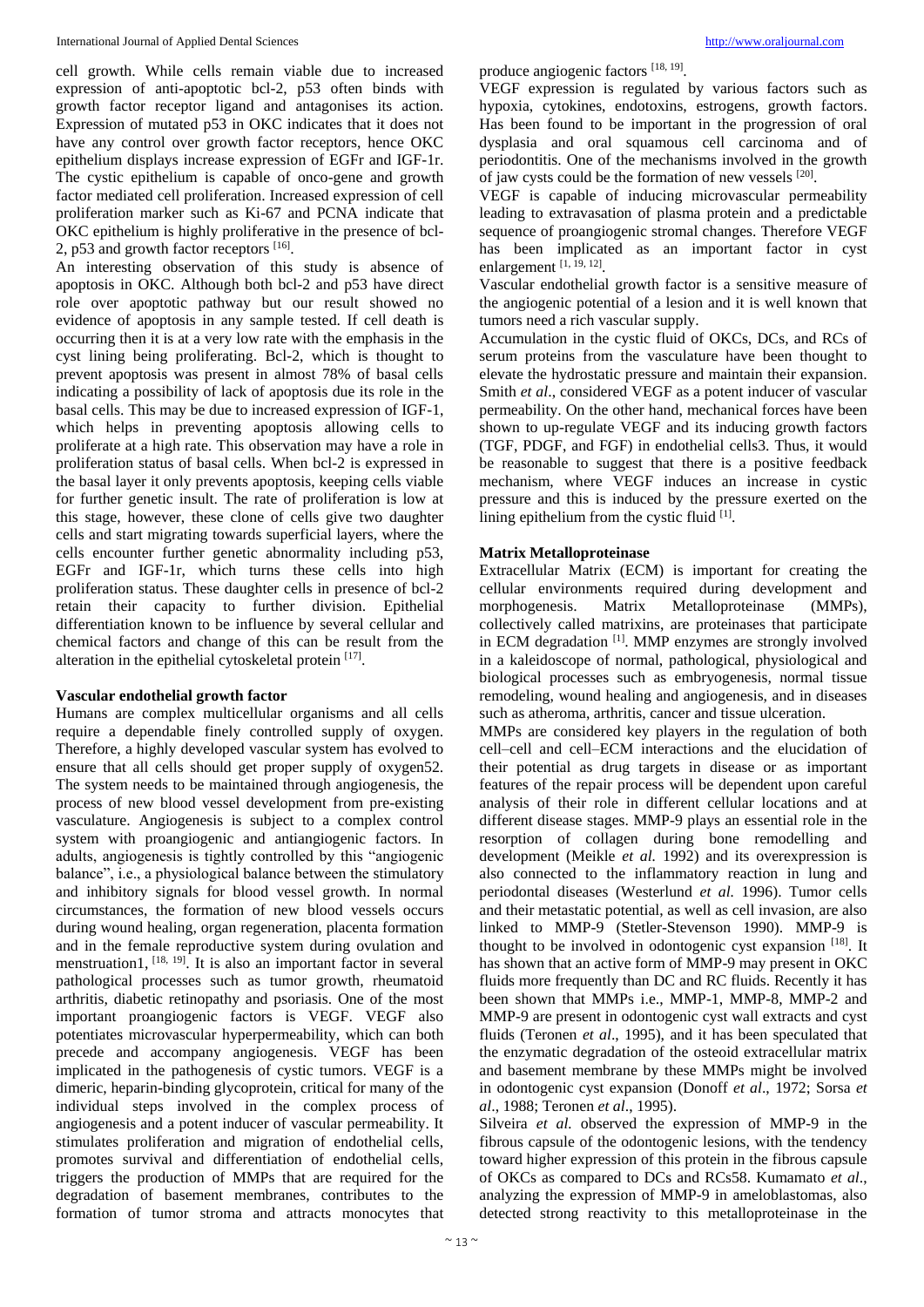cell growth. While cells remain viable due to increased expression of anti-apoptotic bcl-2, p53 often binds with growth factor receptor ligand and antagonises its action. Expression of mutated p53 in OKC indicates that it does not have any control over growth factor receptors, hence OKC epithelium displays increase expression of EGFr and IGF-1r. The cystic epithelium is capable of onco-gene and growth factor mediated cell proliferation. Increased expression of cell proliferation marker such as Ki-67 and PCNA indicate that OKC epithelium is highly proliferative in the presence of bcl-2, p53 and growth factor receptors [16].

An interesting observation of this study is absence of apoptosis in OKC. Although both bcl-2 and p53 have direct role over apoptotic pathway but our result showed no evidence of apoptosis in any sample tested. If cell death is occurring then it is at a very low rate with the emphasis in the cyst lining being proliferating. Bcl-2, which is thought to prevent apoptosis was present in almost 78% of basal cells indicating a possibility of lack of apoptosis due its role in the basal cells. This may be due to increased expression of IGF-1, which helps in preventing apoptosis allowing cells to proliferate at a high rate. This observation may have a role in proliferation status of basal cells. When bcl-2 is expressed in the basal layer it only prevents apoptosis, keeping cells viable for further genetic insult. The rate of proliferation is low at this stage, however, these clone of cells give two daughter cells and start migrating towards superficial layers, where the cells encounter further genetic abnormality including p53, EGFr and IGF-1r, which turns these cells into high proliferation status. These daughter cells in presence of bcl-2 retain their capacity to further division. Epithelial differentiation known to be influence by several cellular and chemical factors and change of this can be result from the alteration in the epithelial cytoskeletal protein [17].

### Vascular endothelial growth factor

Humans are complex multicellular organisms and all cells require a dependable finely controlled supply of oxygen. Therefore, a highly developed vascular system has evolved to ensure that all cells should get proper supply of oxygen52. The system needs to be maintained through angiogenesis, the process of new blood vessel development from pre-existing vasculature. Angiogenesis is subject to a complex control system with proangiogenic and antiangiogenic factors. In adults, angiogenesis is tightly controlled by this "angiogenic balance", i.e., a physiological balance between the stimulatory and inhibitory signals for blood vessel growth. In normal circumstances, the formation of new blood vessels occurs during wound healing, organ regeneration, placenta formation and in the female reproductive system during ovulation and menstruation1, [18, 19]. It is also an important factor in several pathological processes such as tumor growth, rheumatoid arthritis, diabetic retinopathy and psoriasis. One of the most important proangiogenic factors is VEGF. VEGF also potentiates microvascular hyperpermeability, which can both precede and accompany angiogenesis. VEGF has been implicated in the pathogenesis of cystic tumors. VEGF is a dimeric, heparin-binding glycoprotein, critical for many of the individual steps involved in the complex process of angiogenesis and a potent inducer of vascular permeability. It stimulates proliferation and migration of endothelial cells, promotes survival and differentiation of endothelial cells, triggers the production of MMPs that are required for the degradation of basement membranes, contributes to the formation of tumor stroma and attracts monocytes that produce angiogenic factors [18, 19].

VEGF expression is regulated by various factors such as hypoxia, cytokines, endotoxins, estrogens, growth factors. Has been found to be important in the progression of oral dysplasia and oral squamous cell carcinoma and of periodontitis. One of the mechanisms involved in the growth of jaw cysts could be the formation of new vessels [20].

VEGF is capable of inducing microvascular permeability leading to extravasation of plasma protein and a predictable sequence of proangiogenic stromal changes. Therefore VEGF has been implicated as an important factor in cyst enlargement [1, 19, 12].

Vascular endothelial growth factor is a sensitive measure of the angiogenic potential of a lesion and it is well known that tumors need a rich vascular supply.

Accumulation in the cystic fluid of OKCs, DCs, and RCs of serum proteins from the vasculature have been thought to elevate the hydrostatic pressure and maintain their expansion. Smith *et al*., considered VEGF as a potent inducer of vascular permeability. On the other hand, mechanical forces have been shown to up-regulate VEGF and its inducing growth factors (TGF, PDGF, and FGF) in endothelial cells3. Thus, it would be reasonable to suggest that there is a positive feedback mechanism, where VEGF induces an increase in cystic pressure and this is induced by the pressure exerted on the lining epithelium from the cystic fluid [1].

### Matrix Metalloproteinase

Extracellular Matrix (ECM) is important for creating the cellular environments required during development and morphogenesis. Matrix Metalloproteinase (MMPs), collectively called matrixins, are proteinases that participate in ECM degradation [1]. MMP enzymes are strongly involved in a kaleidoscope of normal, pathological, physiological and biological processes such as embryogenesis, normal tissue remodeling, wound healing and angiogenesis, and in diseases such as atheroma, arthritis, cancer and tissue ulceration.

MMPs are considered key players in the regulation of both cell–cell and cell–ECM interactions and the elucidation of their potential as drug targets in disease or as important features of the repair process will be dependent upon careful analysis of their role in different cellular locations and at different disease stages. MMP-9 plays an essential role in the resorption of collagen during bone remodelling and development (Meikle *et al.* 1992) and its overexpression is also connected to the inflammatory reaction in lung and periodontal diseases (Westerlund *et al.* 1996). Tumor cells and their metastatic potential, as well as cell invasion, are also linked to MMP-9 (Stetler-Stevenson 1990). MMP-9 is thought to be involved in odontogenic cyst expansion [18]. It has shown that an active form of MMP-9 may present in OKC fluids more frequently than DC and RC fluids. Recently it has been shown that MMPs i.e., MMP-1, MMP-8, MMP-2 and MMP-9 are present in odontogenic cyst wall extracts and cyst fluids (Teronen *et al*., 1995), and it has been speculated that the enzymatic degradation of the osteoid extracellular matrix and basement membrane by these MMPs might be involved in odontogenic cyst expansion (Donoff *et al*., 1972; Sorsa *et al*., 1988; Teronen *et al*., 1995).

Silveira *et al.* observed the expression of MMP-9 in the fibrous capsule of the odontogenic lesions, with the tendency toward higher expression of this protein in the fibrous capsule of OKCs as compared to DCs and RCs58. Kumamato *et al*., analyzing the expression of MMP-9 in ameloblastomas, also detected strong reactivity to this metalloproteinase in the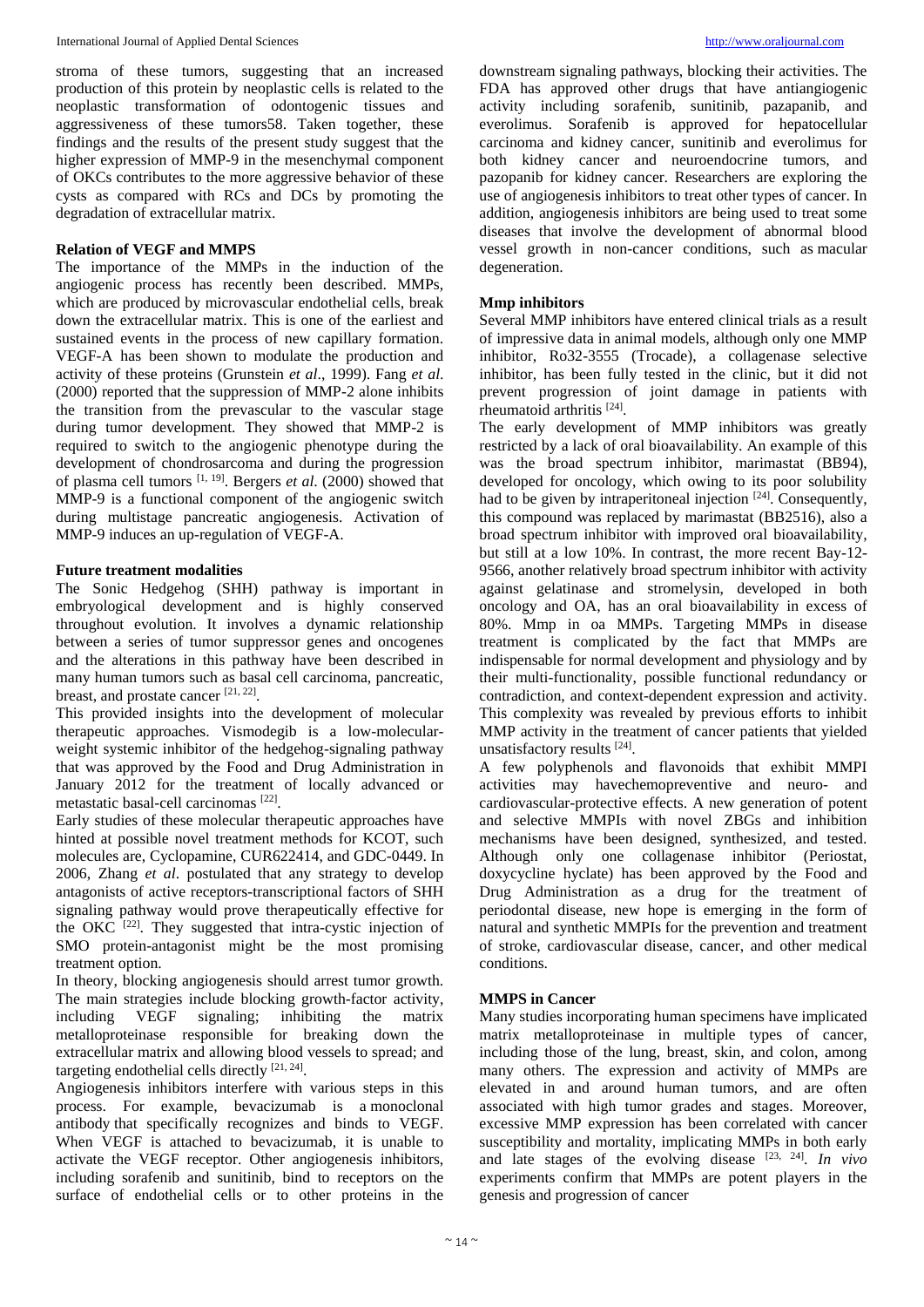stroma of these tumors, suggesting that an increased production of this protein by neoplastic cells is related to the neoplastic transformation of odontogenic tissues and aggressiveness of these tumors58. Taken together, these findings and the results of the present study suggest that the higher expression of MMP-9 in the mesenchymal component of OKCs contributes to the more aggressive behavior of these cysts as compared with RCs and DCs by promoting the degradation of extracellular matrix.

**Relation of VEGF and MMPS**

The importance of the MMPs in the induction of the angiogenic process has recently been described. MMPs, which are produced by microvascular endothelial cells, break down the extracellular matrix. This is one of the earliest and sustained events in the process of new capillary formation. VEGF-A has been shown to modulate the production and activity of these proteins (Grunstein *et al*., 1999). Fang *et al*. (2000) reported that the suppression of MMP-2 alone inhibits the transition from the prevascular to the vascular stage during tumor development. They showed that MMP-2 is required to switch to the angiogenic phenotype during the development of chondrosarcoma and during the progression of plasma cell tumors [1, 19]. Bergers *et al*. (2000) showed that MMP-9 is a functional component of the angiogenic switch during multistage pancreatic angiogenesis. Activation of MMP-9 induces an up-regulation of VEGF-A.

**Future treatment modalities**

The Sonic Hedgehog (SHH) pathway is important in embryological development and is highly conserved throughout evolution. It involves a dynamic relationship between a series of tumor suppressor genes and oncogenes and the alterations in this pathway have been described in many human tumors such as basal cell carcinoma, pancreatic, breast, and prostate cancer [21, 22].

This provided insights into the development of molecular therapeutic approaches. Vismodegib is a low-molecular-weight systemic inhibitor of the hedgehog-signaling pathway that was approved by the Food and Drug Administration in January 2012 for the treatment of locally advanced or metastatic basal-cell carcinomas [22].

Early studies of these molecular therapeutic approaches have hinted at possible novel treatment methods for KCOT, such molecules are, Cyclopamine, CUR622414, and GDC-0449. In 2006, Zhang *et al*. postulated that any strategy to develop antagonists of active receptors-transcriptional factors of SHH signaling pathway would prove therapeutically effective for the OKC [22]. They suggested that intra-cystic injection of SMO protein-antagonist might be the most promising treatment option.

In theory, blocking angiogenesis should arrest tumor growth. The main strategies include blocking growth-factor activity, including VEGF signaling; inhibiting the matrix metalloproteinase responsible for breaking down the extracellular matrix and allowing blood vessels to spread; and targeting endothelial cells directly [21, 24].

Angiogenesis inhibitors interfere with various steps in this process. For example, bevacizumab is a monoclonal antibody that specifically recognizes and binds to VEGF. When VEGF is attached to bevacizumab, it is unable to activate the VEGF receptor. Other angiogenesis inhibitors, including sorafenib and sunitinib, bind to receptors on the surface of endothelial cells or to other proteins in the downstream signaling pathways, blocking their activities. The FDA has approved other drugs that have antiangiogenic activity including sorafenib, sunitinib, pazapanib, and everolimus. Sorafenib is approved for hepatocellular carcinoma and kidney cancer, sunitinib and everolimus for both kidney cancer and neuroendocrine tumors, and pazopanib for kidney cancer. Researchers are exploring the use of angiogenesis inhibitors to treat other types of cancer. In addition, angiogenesis inhibitors are being used to treat some diseases that involve the development of abnormal blood vessel growth in non-cancer conditions, such as macular degeneration.

**Mmp inhibitors**

Several MMP inhibitors have entered clinical trials as a result of impressive data in animal models, although only one MMP inhibitor, Ro32-3555 (Trocade), a collagenase selective inhibitor, has been fully tested in the clinic, but it did not prevent progression of joint damage in patients with rheumatoid arthritis [24].

The early development of MMP inhibitors was greatly restricted by a lack of oral bioavailability. An example of this was the broad spectrum inhibitor, marimastat (BB94), developed for oncology, which owing to its poor solubility had to be given by intraperitoneal injection [24]. Consequently, this compound was replaced by marimastat (BB2516), also a broad spectrum inhibitor with improved oral bioavailability, but still at a low 10%. In contrast, the more recent Bay-12-9566, another relatively broad spectrum inhibitor with activity against gelatinase and stromelysin, developed in both oncology and OA, has an oral bioavailability in excess of 80%. Mmp in oa MMPs. Targeting MMPs in disease treatment is complicated by the fact that MMPs are indispensable for normal development and physiology and by their multi-functionality, possible functional redundancy or contradiction, and context-dependent expression and activity. This complexity was revealed by previous efforts to inhibit MMP activity in the treatment of cancer patients that yielded unsatisfactory results [24].

A few polyphenols and flavonoids that exhibit MMPI activities may havechemopreventive and neuro- and cardiovascular-protective effects. A new generation of potent and selective MMPIs with novel ZBGs and inhibition mechanisms have been designed, synthesized, and tested. Although only one collagenase inhibitor (Periostat, doxycycline hyclate) has been approved by the Food and Drug Administration as a drug for the treatment of periodontal disease, new hope is emerging in the form of natural and synthetic MMPIs for the prevention and treatment of stroke, cardiovascular disease, cancer, and other medical conditions.

**MMPS in Cancer**

Many studies incorporating human specimens have implicated matrix metalloproteinase in multiple types of cancer, including those of the lung, breast, skin, and colon, among many others. The expression and activity of MMPs are elevated in and around human tumors, and are often associated with high tumor grades and stages. Moreover, excessive MMP expression has been correlated with cancer susceptibility and mortality, implicating MMPs in both early and late stages of the evolving disease [23, 24]. *In vivo* experiments confirm that MMPs are potent players in the genesis and progression of cancer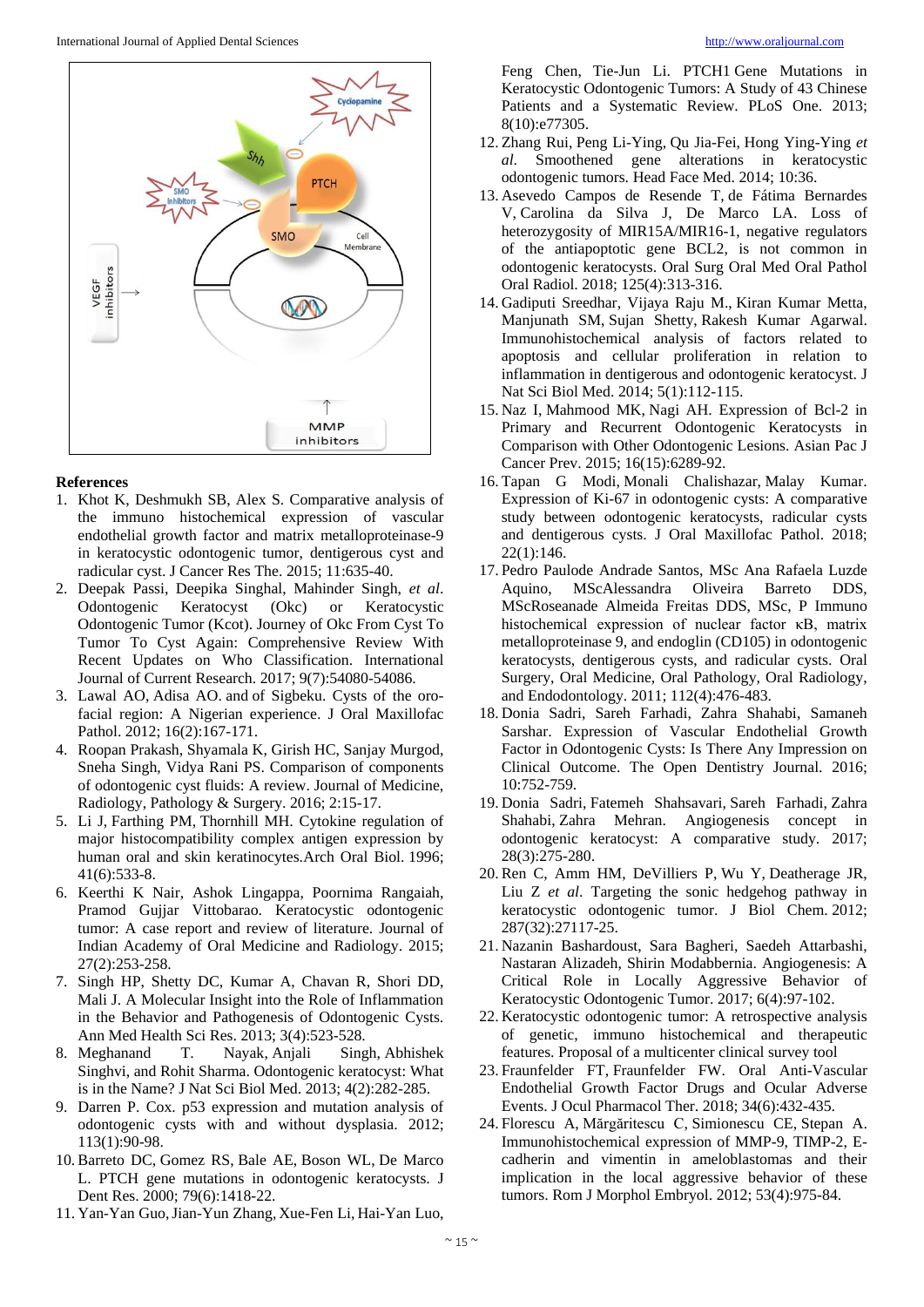Cyclopamine

Shh

SMO Inhibitors

PTCH

SMO

Cell Membrane

VEGF inhibitors

MMP inhibitors

## References

1. Khot K, Deshmukh SB, Alex S. Comparative analysis of the immuno histochemical expression of vascular endothelial growth factor and matrix metalloproteinase-9 in keratocystic odontogenic tumor, dentigerous cyst and radicular cyst. J Cancer Res The. 2015; 11:635-40.
2. Deepak Passi, Deepika Singhal, Mahinder Singh, *et al*. Odontogenic Keratocyst (Okc) or Keratocystic Odontogenic Tumor (Kcot). Journey of Okc From Cyst To Tumor To Cyst Again: Comprehensive Review With Recent Updates on Who Classification. International Journal of Current Research. 2017; 9(7):54080-54086.
3. Lawal AO, Adisa AO. and of Sigbeku. Cysts of the oro-facial region: A Nigerian experience. J Oral Maxillofac Pathol. 2012; 16(2):167-171.
4. Roopan Prakash, Shyamala K, Girish HC, Sanjay Murgod, Sneha Singh, Vidya Rani PS. Comparison of components of odontogenic cyst fluids: A review. Journal of Medicine, Radiology, Pathology & Surgery. 2016; 2:15-17.
5. Li J, Farthing PM, Thornhill MH. Cytokine regulation of major histocompatibility complex antigen expression by human oral and skin keratinocytes.Arch Oral Biol. 1996; 41(6):533-8.
6. Keerthi K Nair, Ashok Lingappa, Poornima Rangaiah, Pramod Gujjar Vittobarao. Keratocystic odontogenic tumor: A case report and review of literature. Journal of Indian Academy of Oral Medicine and Radiology. 2015; 27(2):253-258.
7. Singh HP, Shetty DC, Kumar A, Chavan R, Shori DD, Mali J. A Molecular Insight into the Role of Inflammation in the Behavior and Pathogenesis of Odontogenic Cysts. Ann Med Health Sci Res. 2013; 3(4):523-528.
8. Meghanand T. Nayak, Anjali Singh, Abhishek Singhvi, and Rohit Sharma. Odontogenic keratocyst: What is in the Name? J Nat Sci Biol Med. 2013; 4(2):282-285.
9. Darren P. Cox. p53 expression and mutation analysis of odontogenic cysts with and without dysplasia. 2012; 113(1):90-98.
10. Barreto DC, Gomez RS, Bale AE, Boson WL, De Marco L. PTCH gene mutations in odontogenic keratocysts. J Dent Res. 2000; 79(6):1418-22.
11. Yan-Yan Guo, Jian-Yun Zhang, Xue-Fen Li, Hai-Yan Luo, Feng Chen, Tie-Jun Li. PTCH1 Gene Mutations in Keratocystic Odontogenic Tumors: A Study of 43 Chinese Patients and a Systematic Review. PLoS One. 2013; 8(10):e77305.
12. Zhang Rui, Peng Li-Ying, Qu Jia-Fei, Hong Ying-Ying *et al.* Smoothened gene alterations in keratocystic odontogenic tumors. Head Face Med. 2014; 10:36.
13. Asevedo Campos de Resende T, de Fátima Bernardes V, Carolina da Silva J, De Marco LA. Loss of heterozygosity of MIR15A/MIR16-1, negative regulators of the antiapoptotic gene BCL2, is not common in odontogenic keratocysts. Oral Surg Oral Med Oral Pathol Oral Radiol. 2018; 125(4):313-316.
14. Gadiputi Sreedhar, Vijaya Raju M., Kiran Kumar Metta, Manjunath SM, Sujan Shetty, Rakesh Kumar Agarwal. Immunohistochemical analysis of factors related to apoptosis and cellular proliferation in relation to inflammation in dentigerous and odontogenic keratocyst. J Nat Sci Biol Med. 2014; 5(1):112-115.
15. Naz I, Mahmood MK, Nagi AH. Expression of Bcl-2 in Primary and Recurrent Odontogenic Keratocysts in Comparison with Other Odontogenic Lesions. Asian Pac J Cancer Prev. 2015; 16(15):6289-92.
16. Tapan G Modi, Monali Chalishazar, Malay Kumar. Expression of Ki-67 in odontogenic cysts: A comparative study between odontogenic keratocysts, radicular cysts and dentigerous cysts. J Oral Maxillofac Pathol. 2018; 22(1):146.
17. Pedro Paulode Andrade Santos, MSc Ana Rafaela Luzde Aquino, MScAlessandra Oliveira Barreto DDS, MScRoseanade Almeida Freitas DDS, MSc, P Immuno histochemical expression of nuclear factor κB, matrix metalloproteinase 9, and endoglin (CD105) in odontogenic keratocysts, dentigerous cysts, and radicular cysts. Oral Surgery, Oral Medicine, Oral Pathology, Oral Radiology, and Endodontology. 2011; 112(4):476-483.
18. Donia Sadri, Sareh Farhadi, Zahra Shahabi, Samaneh Sarshar. Expression of Vascular Endothelial Growth Factor in Odontogenic Cysts: Is There Any Impression on Clinical Outcome. The Open Dentistry Journal. 2016; 10:752-759.
19. Donia Sadri, Fatemeh Shahsavari, Sareh Farhadi, Zahra Shahabi, Zahra Mehran. Angiogenesis concept in odontogenic keratocyst: A comparative study. 2017; 28(3):275-280.
20. Ren C, Amm HM, DeVilliers P, Wu Y, Deatherage JR, Liu Z *et al.* Targeting the sonic hedgehog pathway in keratocystic odontogenic tumor. J Biol Chem. 2012; 287(32):27117-25.
21. Nazanin Bashardoust, Sara Bagheri, Saedeh Attarbashi, Nastaran Alizadeh, Shirin Modabbernia. Angiogenesis: A Critical Role in Locally Aggressive Behavior of Keratocystic Odontogenic Tumor. 2017; 6(4):97-102.
22. Keratocystic odontogenic tumor: A retrospective analysis of genetic, immuno histochemical and therapeutic features. Proposal of a multicenter clinical survey tool
23. Fraunfelder FT, Fraunfelder FW. Oral Anti-Vascular Endothelial Growth Factor Drugs and Ocular Adverse Events. J Ocul Pharmacol Ther. 2018; 34(6):432-435.
24. Florescu A, Mărgăritescu C, Simionescu CE, Stepan A. Immunohistochemical expression of MMP-9, TIMP-2, E-cadherin and vimentin in ameloblastomas and their implication in the local aggressive behavior of these tumors. Rom J Morphol Embryol. 2012; 53(4):975-84.